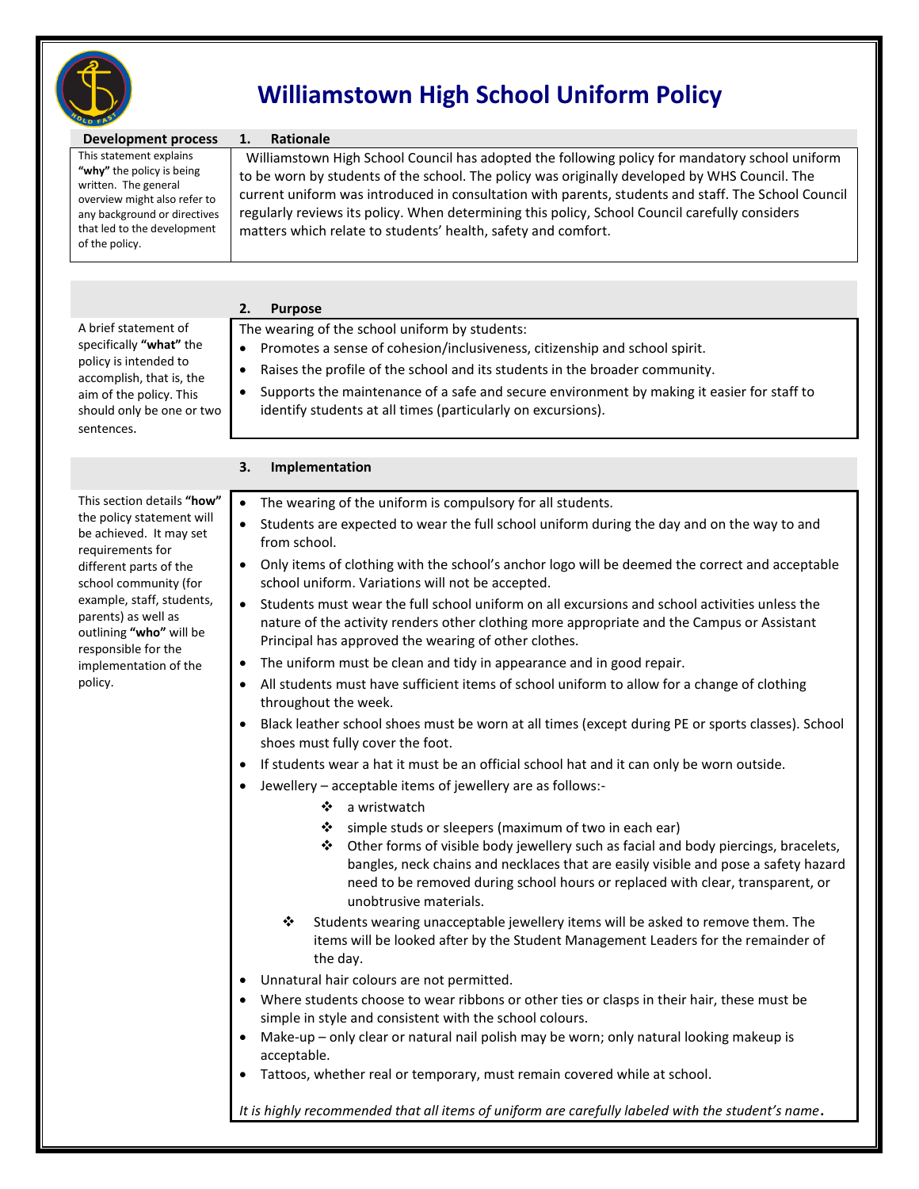# Williamstown High School Uniform Policy

## Development process

This statement explains **"why"** the policy is being written. The general overview might also refer to any background or directives that led to the development of the policy.

## 1. Rationale

Williamstown High School Council has adopted the following policy for mandatory school uniform to be worn by students of the school. The policy was originally developed by WHS Council. The current uniform was introduced in consultation with parents, students and staff. The School Council regularly reviews its policy. When determining this policy, School Council carefully considers matters which relate to students' health, safety and comfort.

## 2. Purpose

A brief statement of specifically **"what"** the policy is intended to accomplish, that is, the aim of the policy. This should only be one or two sentences.

The wearing of the school uniform by students:

- Promotes a sense of cohesion/inclusiveness, citizenship and school spirit.
- Raises the profile of the school and its students in the broader community.
- Supports the maintenance of a safe and secure environment by making it easier for staff to identify students at all times (particularly on excursions).

## 3. Implementation

This section details **"how"** the policy statement will be achieved. It may set requirements for different parts of the school community (for example, staff, students, parents) as well as outlining **"who"** will be responsible for the implementation of the policy.

- The wearing of the uniform is compulsory for all students.
- Students are expected to wear the full school uniform during the day and on the way to and from school.
- Only items of clothing with the school's anchor logo will be deemed the correct and acceptable school uniform. Variations will not be accepted.
- Students must wear the full school uniform on all excursions and school activities unless the nature of the activity renders other clothing more appropriate and the Campus or Assistant Principal has approved the wearing of other clothes.
- The uniform must be clean and tidy in appearance and in good repair.
- All students must have sufficient items of school uniform to allow for a change of clothing throughout the week.
- Black leather school shoes must be worn at all times (except during PE or sports classes). School shoes must fully cover the foot.
- If students wear a hat it must be an official school hat and it can only be worn outside.
- Jewellery – acceptable items of jewellery are as follows:-
  - a wristwatch
  - simple studs or sleepers (maximum of two in each ear)
  - Other forms of visible body jewellery such as facial and body piercings, bracelets, bangles, neck chains and necklaces that are easily visible and pose a safety hazard need to be removed during school hours or replaced with clear, transparent, or unobtrusive materials.
  - Students wearing unacceptable jewellery items will be asked to remove them. The items will be looked after by the Student Management Leaders for the remainder of the day.
- Unnatural hair colours are not permitted.
- Where students choose to wear ribbons or other ties or clasps in their hair, these must be simple in style and consistent with the school colours.
- Make-up – only clear or natural nail polish may be worn; only natural looking makeup is acceptable.
- Tattoos, whether real or temporary, must remain covered while at school.

*It is highly recommended that all items of uniform are carefully labeled with the student's name*.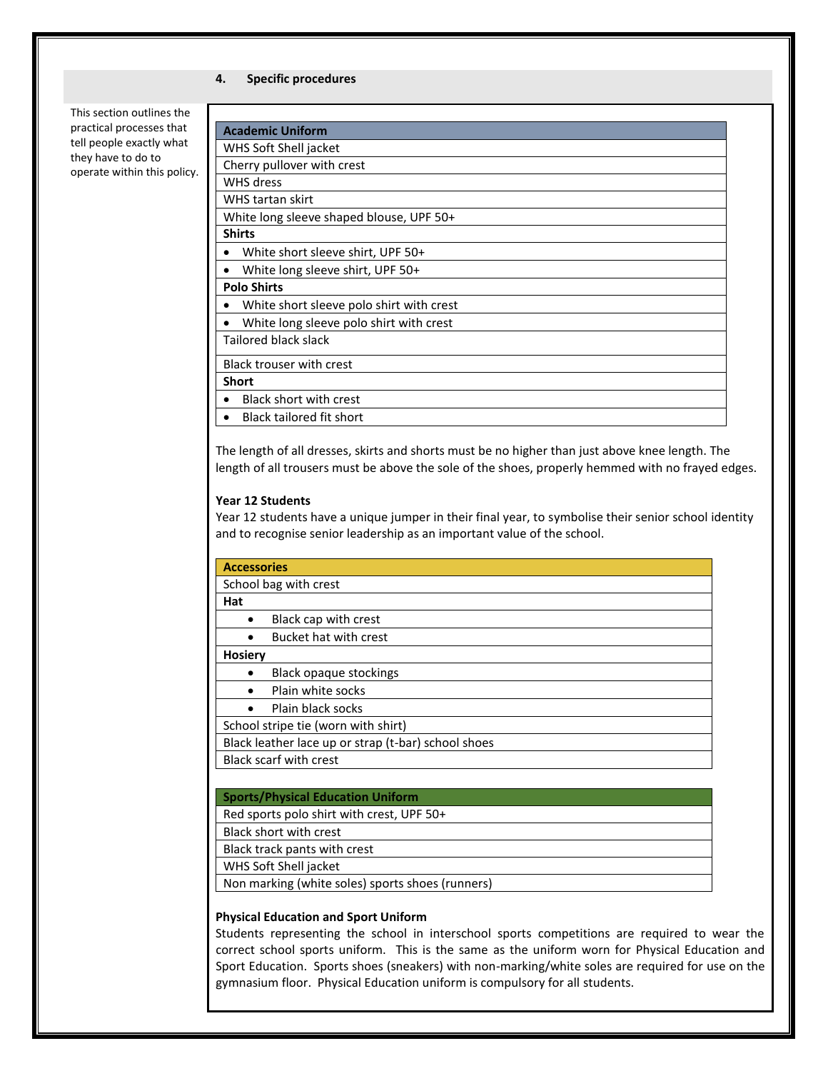## 4. Specific procedures

This section outlines the practical processes that tell people exactly what they have to do to operate within this policy.

| Academic Uniform |
|---|
| WHS Soft Shell jacket |
| Cherry pullover with crest |
| WHS dress |
| WHS tartan skirt |
| White long sleeve shaped blouse, UPF 50+ |
| **Shirts** |
| • White short sleeve shirt, UPF 50+ |
| • White long sleeve shirt, UPF 50+ |
| **Polo Shirts** |
| • White short sleeve polo shirt with crest |
| • White long sleeve polo shirt with crest |
| Tailored black slack |
| Black trouser with crest |
| **Short** |
| • Black short with crest |
| • Black tailored fit short |

The length of all dresses, skirts and shorts must be no higher than just above knee length. The length of all trousers must be above the sole of the shoes, properly hemmed with no frayed edges.

**Year 12 Students**

Year 12 students have a unique jumper in their final year, to symbolise their senior school identity and to recognise senior leadership as an important value of the school.

| Accessories |
|---|
| School bag with crest |
| **Hat** |
| • Black cap with crest |
| • Bucket hat with crest |
| **Hosiery** |
| • Black opaque stockings |
| • Plain white socks |
| • Plain black socks |
| School stripe tie (worn with shirt) |
| Black leather lace up or strap (t-bar) school shoes |
| Black scarf with crest |

| Sports/Physical Education Uniform |
|---|
| Red sports polo shirt with crest, UPF 50+ |
| Black short with crest |
| Black track pants with crest |
| WHS Soft Shell jacket |
| Non marking (white soles) sports shoes (runners) |

**Physical Education and Sport Uniform**

Students representing the school in interschool sports competitions are required to wear the correct school sports uniform. This is the same as the uniform worn for Physical Education and Sport Education. Sports shoes (sneakers) with non-marking/white soles are required for use on the gymnasium floor. Physical Education uniform is compulsory for all students.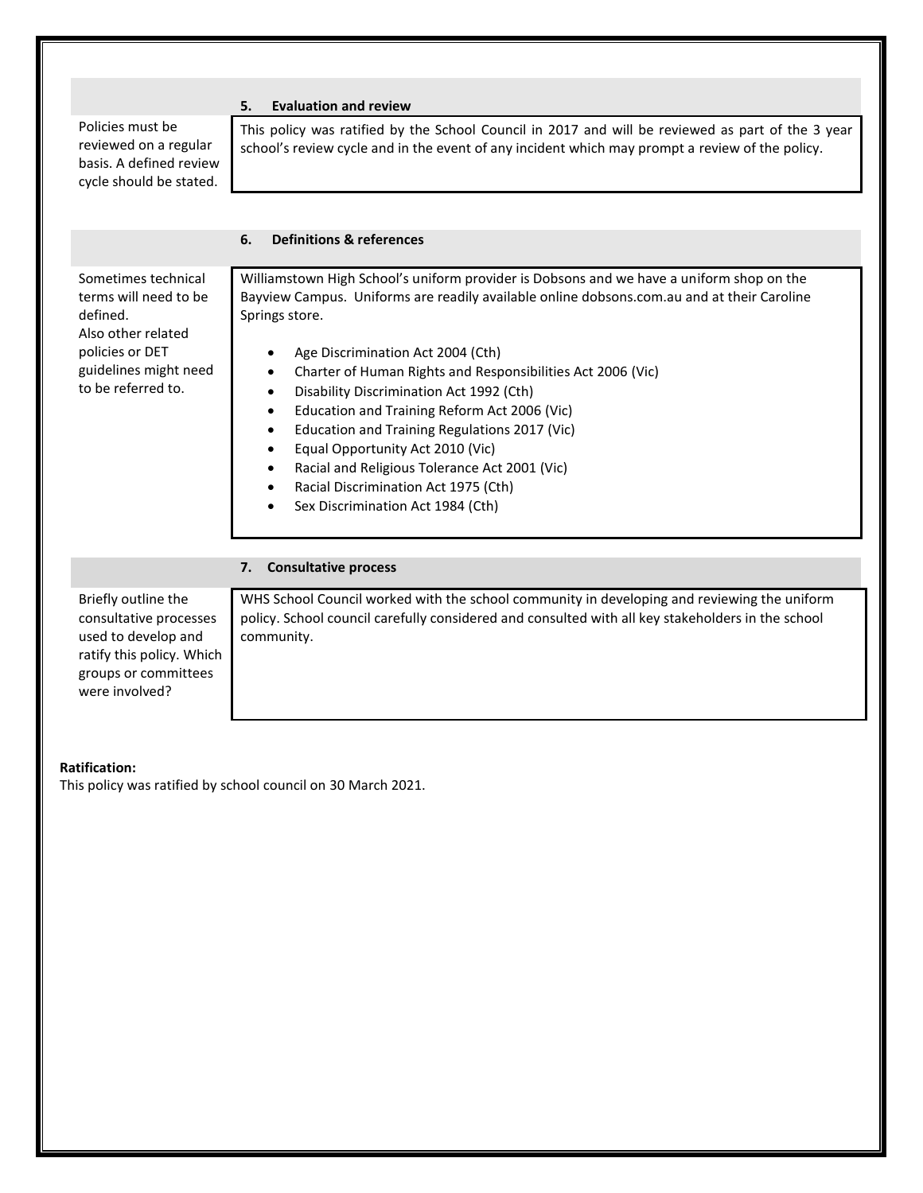## 5. Evaluation and review

Policies must be reviewed on a regular basis. A defined review cycle should be stated.

This policy was ratified by the School Council in 2017 and will be reviewed as part of the 3 year school's review cycle and in the event of any incident which may prompt a review of the policy.

## 6. Definitions & references

Sometimes technical terms will need to be defined.
Also other related policies or DET guidelines might need to be referred to.

Williamstown High School's uniform provider is Dobsons and we have a uniform shop on the Bayview Campus. Uniforms are readily available online dobsons.com.au and at their Caroline Springs store.

- Age Discrimination Act 2004 (Cth)
- Charter of Human Rights and Responsibilities Act 2006 (Vic)
- Disability Discrimination Act 1992 (Cth)
- Education and Training Reform Act 2006 (Vic)
- Education and Training Regulations 2017 (Vic)
- Equal Opportunity Act 2010 (Vic)
- Racial and Religious Tolerance Act 2001 (Vic)
- Racial Discrimination Act 1975 (Cth)
- Sex Discrimination Act 1984 (Cth)

## 7. Consultative process

Briefly outline the consultative processes used to develop and ratify this policy. Which groups or committees were involved?

WHS School Council worked with the school community in developing and reviewing the uniform policy. School council carefully considered and consulted with all key stakeholders in the school community.

**Ratification:**
This policy was ratified by school council on 30 March 2021.